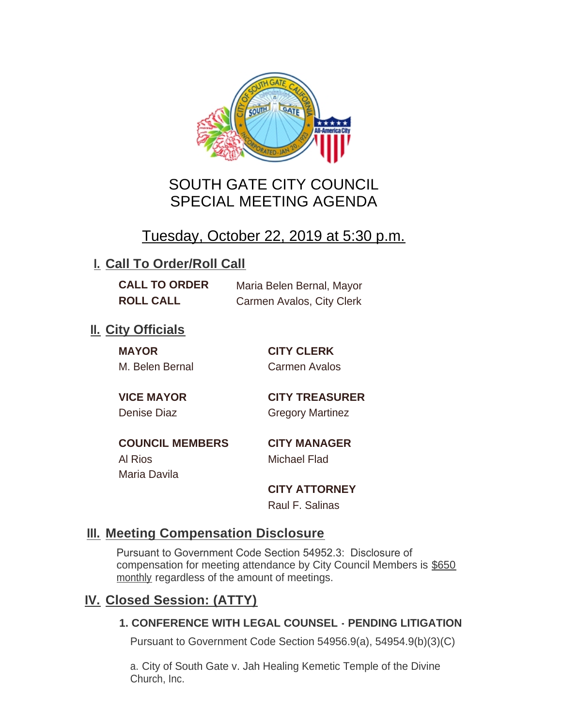# SOUTH GATE CITY COUNCIL
# SPECIAL MEETING AGENDA

## Tuesday, October 22, 2019 at 5:30 p.m.

## I. Call To Order/Roll Call

**CALL TO ORDER** Maria Belen Bernal, Mayor

**ROLL CALL** Carmen Avalos, City Clerk

## II. City Officials

**MAYOR**
M. Belen Bernal

**VICE MAYOR**
Denise Diaz

**COUNCIL MEMBERS**
Al Rios
Maria Davila

**CITY CLERK**
Carmen Avalos

**CITY TREASURER**
Gregory Martinez

**CITY MANAGER**
Michael Flad

**CITY ATTORNEY**
Raul F. Salinas

## III. Meeting Compensation Disclosure

Pursuant to Government Code Section 54952.3: Disclosure of compensation for meeting attendance by City Council Members is $650 monthly regardless of the amount of meetings.

## IV. Closed Session: (ATTY)

### 1. CONFERENCE WITH LEGAL COUNSEL - PENDING LITIGATION

Pursuant to Government Code Section 54956.9(a), 54954.9(b)(3)(C)

a. City of South Gate v. Jah Healing Kemetic Temple of the Divine Church, Inc.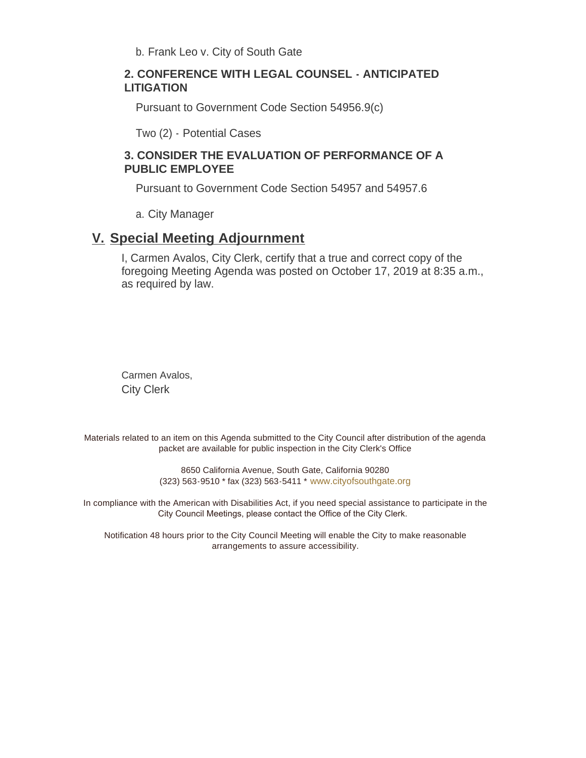b. Frank Leo v. City of South Gate

**2. CONFERENCE WITH LEGAL COUNSEL - ANTICIPATED LITIGATION**

Pursuant to Government Code Section 54956.9(c)

Two (2) - Potential Cases

**3. CONSIDER THE EVALUATION OF PERFORMANCE OF A PUBLIC EMPLOYEE**

Pursuant to Government Code Section 54957 and 54957.6

a. City Manager

## V. Special Meeting Adjournment

I, Carmen Avalos, City Clerk, certify that a true and correct copy of the foregoing Meeting Agenda was posted on October 17, 2019 at 8:35 a.m., as required by law.

Carmen Avalos,
City Clerk

Materials related to an item on this Agenda submitted to the City Council after distribution of the agenda packet are available for public inspection in the City Clerk's Office

8650 California Avenue, South Gate, California 90280
(323) 563-9510 * fax (323) 563-5411 * www.cityofsouthgate.org

In compliance with the American with Disabilities Act, if you need special assistance to participate in the City Council Meetings, please contact the Office of the City Clerk.

Notification 48 hours prior to the City Council Meeting will enable the City to make reasonable arrangements to assure accessibility.